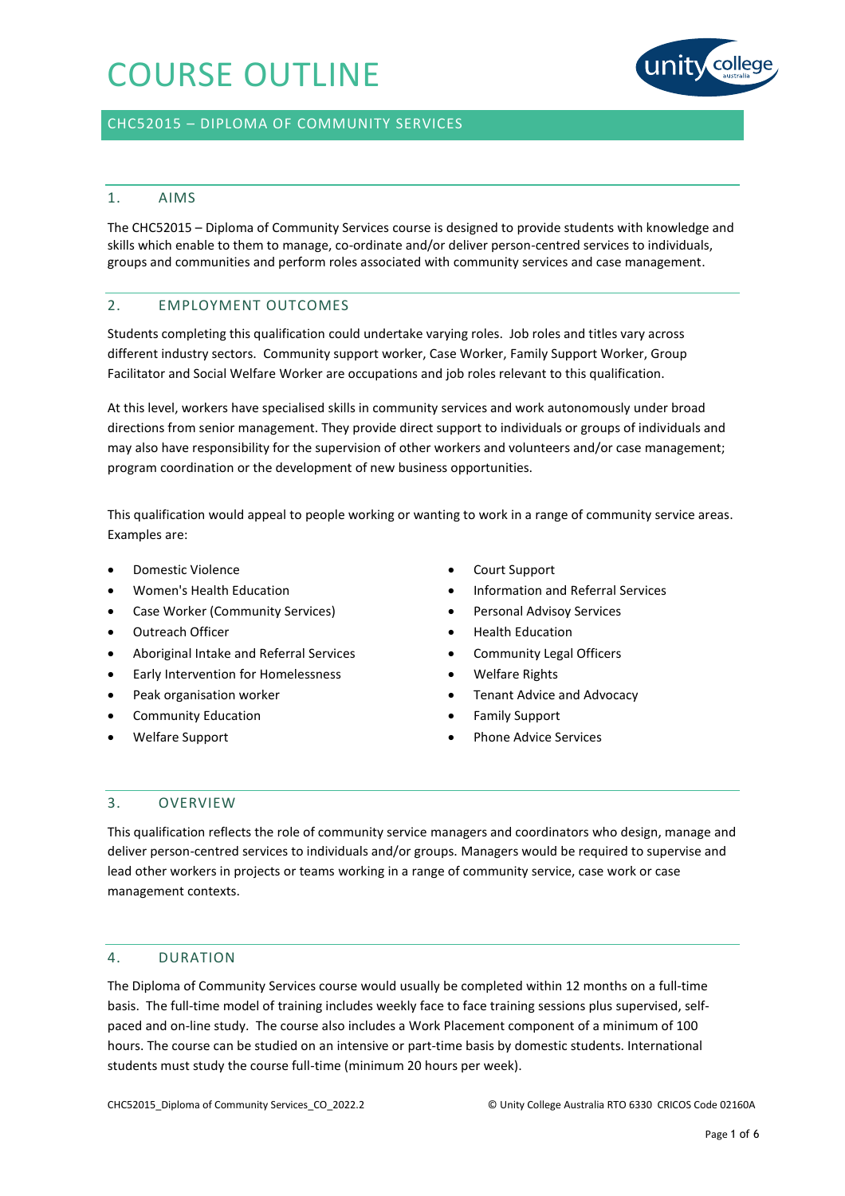# COURSE OUTLINE

## CHC52015 – DIPLOMA OF COMMUNITY SERVICES

## 1. AIMS

The CHC52015 – Diploma of Community Services course is designed to provide students with knowledge and skills which enable to them to manage, co-ordinate and/or deliver person-centred services to individuals, groups and communities and perform roles associated with community services and case management.

## 2. EMPLOYMENT OUTCOMES

Students completing this qualification could undertake varying roles. Job roles and titles vary across different industry sectors. Community support worker, Case Worker, Family Support Worker, Group Facilitator and Social Welfare Worker are occupations and job roles relevant to this qualification.

At this level, workers have specialised skills in community services and work autonomously under broad directions from senior management. They provide direct support to individuals or groups of individuals and may also have responsibility for the supervision of other workers and volunteers and/or case management; program coordination or the development of new business opportunities.

This qualification would appeal to people working or wanting to work in a range of community service areas. Examples are:

- Domestic Violence
- Women's Health Education
- Case Worker (Community Services)
- Outreach Officer
- Aboriginal Intake and Referral Services
- Early Intervention for Homelessness
- Peak organisation worker
- Community Education
- Welfare Support
- Court Support
- Information and Referral Services
- Personal Advisoy Services
- Health Education
- Community Legal Officers
- Welfare Rights
- Tenant Advice and Advocacy
- Family Support
- Phone Advice Services

## 3. OVERVIEW

This qualification reflects the role of community service managers and coordinators who design, manage and deliver person-centred services to individuals and/or groups. Managers would be required to supervise and lead other workers in projects or teams working in a range of community service, case work or case management contexts.

## 4. DURATION

The Diploma of Community Services course would usually be completed within 12 months on a full-time basis. The full-time model of training includes weekly face to face training sessions plus supervised, self-paced and on-line study. The course also includes a Work Placement component of a minimum of 100 hours. The course can be studied on an intensive or part-time basis by domestic students. International students must study the course full-time (minimum 20 hours per week).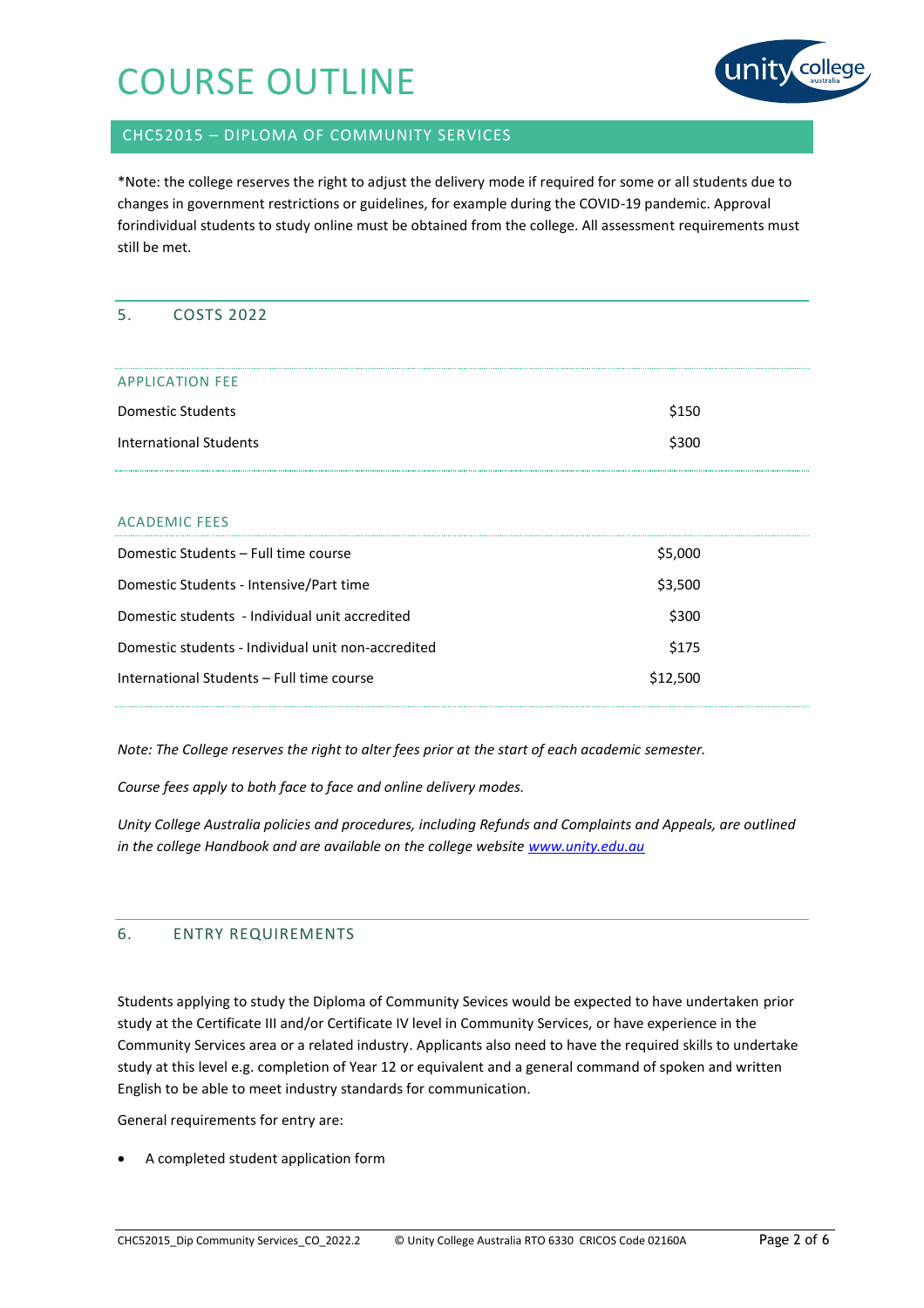# COURSE OUTLINE

## CHC52015 – DIPLOMA OF COMMUNITY SERVICES

*Note: the college reserves the right to adjust the delivery mode if required for some or all students due to changes in government restrictions or guidelines, for example during the COVID-19 pandemic. Approval forindividual students to study online must be obtained from the college. All assessment requirements must still be met.

## 5. COSTS 2022

| APPLICATION FEE | |
|---|---|
| Domestic Students | $150 |
| International Students | $300 |

| ACADEMIC FEES | |
|---|---|
| Domestic Students – Full time course | $5,000 |
| Domestic Students - Intensive/Part time | $3,500 |
| Domestic students - Individual unit accredited | $300 |
| Domestic students - Individual unit non-accredited | $175 |
| International Students – Full time course | $12,500 |

*Note: The College reserves the right to alter fees prior at the start of each academic semester.*

*Course fees apply to both face to face and online delivery modes.*

*Unity College Australia policies and procedures, including Refunds and Complaints and Appeals, are outlined in the college Handbook and are available on the college website [www.unity.edu.au](www.unity.edu.au)*

## 6. ENTRY REQUIREMENTS

Students applying to study the Diploma of Community Sevices would be expected to have undertaken prior study at the Certificate III and/or Certificate IV level in Community Services, or have experience in the Community Services area or a related industry. Applicants also need to have the required skills to undertake study at this level e.g. completion of Year 12 or equivalent and a general command of spoken and written English to be able to meet industry standards for communication.

General requirements for entry are:

- A completed student application form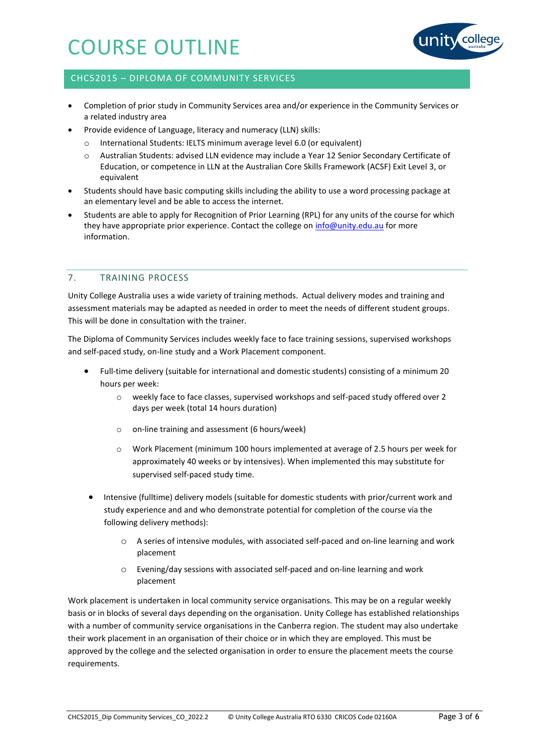# COURSE OUTLINE

## CHC52015 – DIPLOMA OF COMMUNITY SERVICES

- Completion of prior study in Community Services area and/or experience in the Community Services or a related industry area
- Provide evidence of Language, literacy and numeracy (LLN) skills:
  - International Students: IELTS minimum average level 6.0 (or equivalent)
  - Australian Students: advised LLN evidence may include a Year 12 Senior Secondary Certificate of Education, or competence in LLN at the Australian Core Skills Framework (ACSF) Exit Level 3, or equivalent
- Students should have basic computing skills including the ability to use a word processing package at an elementary level and be able to access the internet.
- Students are able to apply for Recognition of Prior Learning (RPL) for any units of the course for which they have appropriate prior experience. Contact the college on info@unity.edu.au for more information.

## 7. TRAINING PROCESS

Unity College Australia uses a wide variety of training methods. Actual delivery modes and training and assessment materials may be adapted as needed in order to meet the needs of different student groups. This will be done in consultation with the trainer.

The Diploma of Community Services includes weekly face to face training sessions, supervised workshops and self-paced study, on-line study and a Work Placement component.

- Full-time delivery (suitable for international and domestic students) consisting of a minimum 20 hours per week:
  - weekly face to face classes, supervised workshops and self-paced study offered over 2 days per week (total 14 hours duration)
  - on-line training and assessment (6 hours/week)
  - Work Placement (minimum 100 hours implemented at average of 2.5 hours per week for approximately 40 weeks or by intensives). When implemented this may substitute for supervised self-paced study time.
- Intensive (fulltime) delivery models (suitable for domestic students with prior/current work and study experience and and who demonstrate potential for completion of the course via the following delivery methods):
  - A series of intensive modules, with associated self-paced and on-line learning and work placement
  - Evening/day sessions with associated self-paced and on-line learning and work placement

Work placement is undertaken in local community service organisations. This may be on a regular weekly basis or in blocks of several days depending on the organisation. Unity College has established relationships with a number of community service organisations in the Canberra region. The student may also undertake their work placement in an organisation of their choice or in which they are employed. This must be approved by the college and the selected organisation in order to ensure the placement meets the course requirements.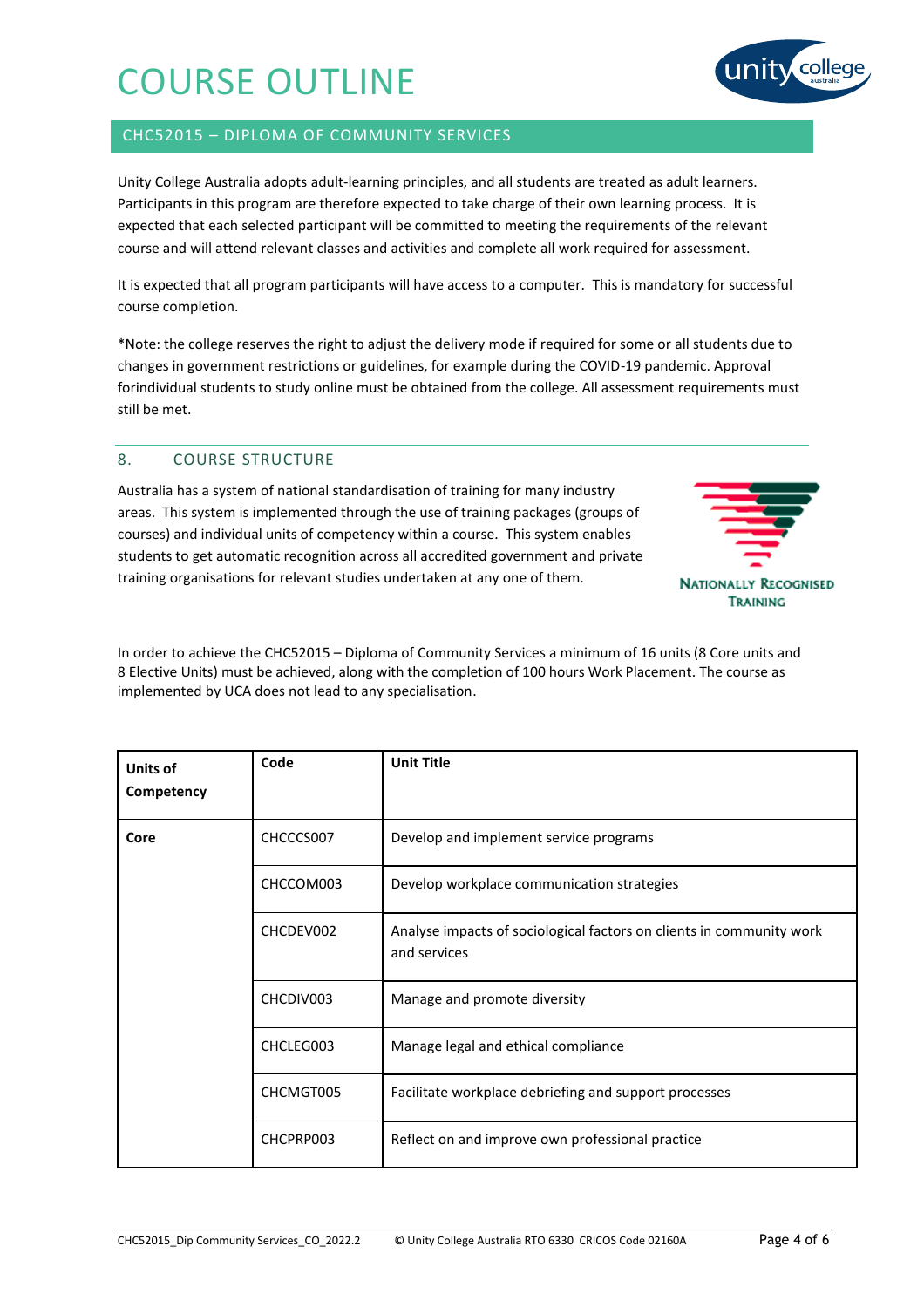# COURSE OUTLINE

## CHC52015 – DIPLOMA OF COMMUNITY SERVICES

Unity College Australia adopts adult-learning principles, and all students are treated as adult learners. Participants in this program are therefore expected to take charge of their own learning process. It is expected that each selected participant will be committed to meeting the requirements of the relevant course and will attend relevant classes and activities and complete all work required for assessment.

It is expected that all program participants will have access to a computer. This is mandatory for successful course completion.

*Note: the college reserves the right to adjust the delivery mode if required for some or all students due to changes in government restrictions or guidelines, for example during the COVID-19 pandemic. Approval forindividual students to study online must be obtained from the college. All assessment requirements must still be met.

### 8. COURSE STRUCTURE

Australia has a system of national standardisation of training for many industry areas. This system is implemented through the use of training packages (groups of courses) and individual units of competency within a course. This system enables students to get automatic recognition across all accredited government and private training organisations for relevant studies undertaken at any one of them.

NATIONALLY RECOGNISED TRAINING

In order to achieve the CHC52015 – Diploma of Community Services a minimum of 16 units (8 Core units and 8 Elective Units) must be achieved, along with the completion of 100 hours Work Placement. The course as implemented by UCA does not lead to any specialisation.

| Units of Competency | Code | Unit Title |
|---|---|---|
| Core | CHCCCS007 | Develop and implement service programs |
| | CHCCOM003 | Develop workplace communication strategies |
| | CHCDEV002 | Analyse impacts of sociological factors on clients in community work and services |
| | CHCDIV003 | Manage and promote diversity |
| | CHCLEG003 | Manage legal and ethical compliance |
| | CHCMGT005 | Facilitate workplace debriefing and support processes |
| | CHCPRP003 | Reflect on and improve own professional practice |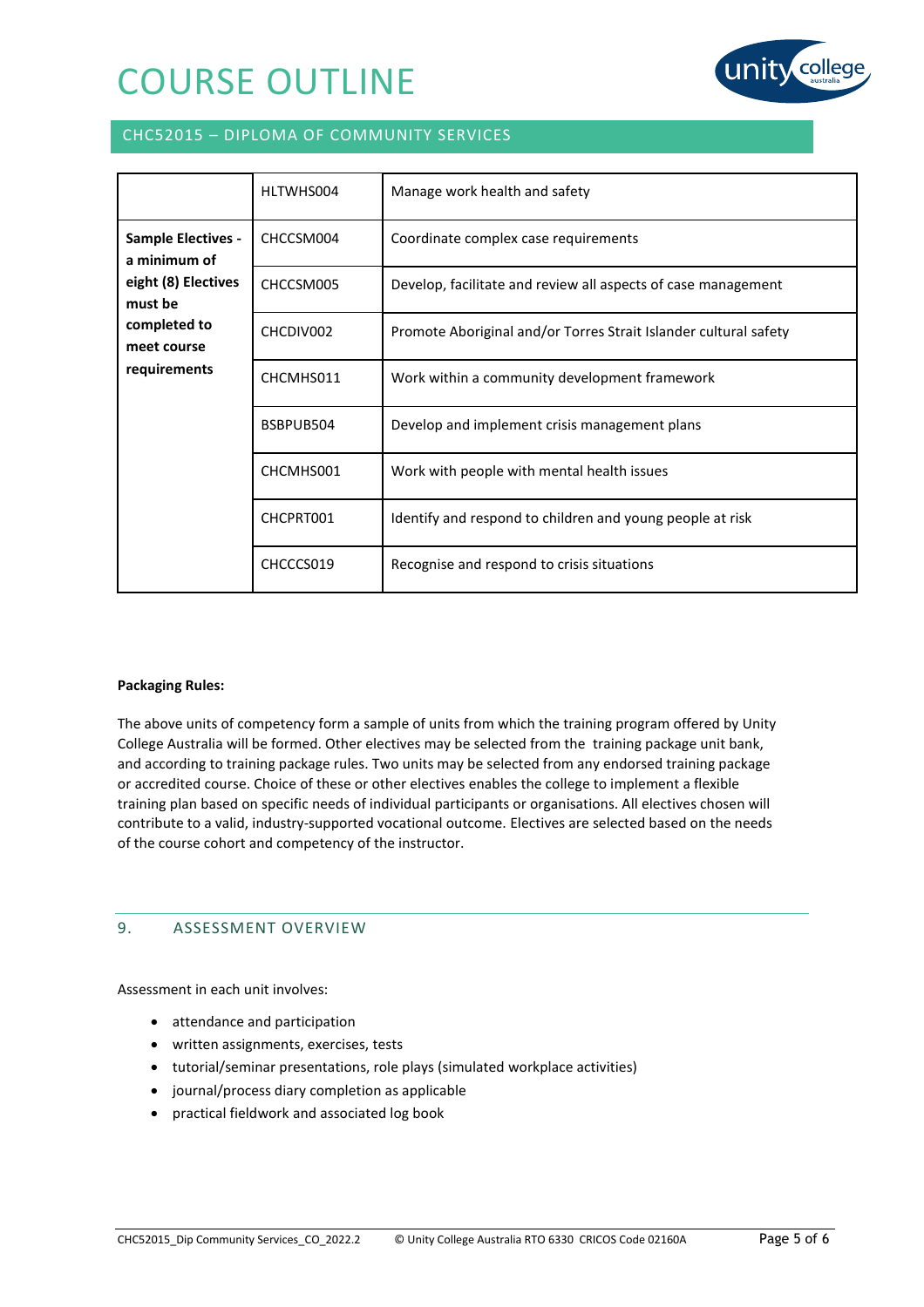# COURSE OUTLINE

## CHC52015 – DIPLOMA OF COMMUNITY SERVICES

| | | |
|---|---|---|
| | HLTWHS004 | Manage work health and safety |
| **Sample Electives - a minimum of eight (8) Electives must be completed to meet course requirements** | CHCCSM004 | Coordinate complex case requirements |
| | CHCCSM005 | Develop, facilitate and review all aspects of case management |
| | CHCDIV002 | Promote Aboriginal and/or Torres Strait Islander cultural safety |
| | CHCMHS011 | Work within a community development framework |
| | BSBPUB504 | Develop and implement crisis management plans |
| | CHCMHS001 | Work with people with mental health issues |
| | CHCPRT001 | Identify and respond to children and young people at risk |
| | CHCCCS019 | Recognise and respond to crisis situations |

**Packaging Rules:**

The above units of competency form a sample of units from which the training program offered by Unity College Australia will be formed. Other electives may be selected from the training package unit bank, and according to training package rules. Two units may be selected from any endorsed training package or accredited course. Choice of these or other electives enables the college to implement a flexible training plan based on specific needs of individual participants or organisations. All electives chosen will contribute to a valid, industry-supported vocational outcome. Electives are selected based on the needs of the course cohort and competency of the instructor.

## 9. ASSESSMENT OVERVIEW

Assessment in each unit involves:

- attendance and participation
- written assignments, exercises, tests
- tutorial/seminar presentations, role plays (simulated workplace activities)
- journal/process diary completion as applicable
- practical fieldwork and associated log book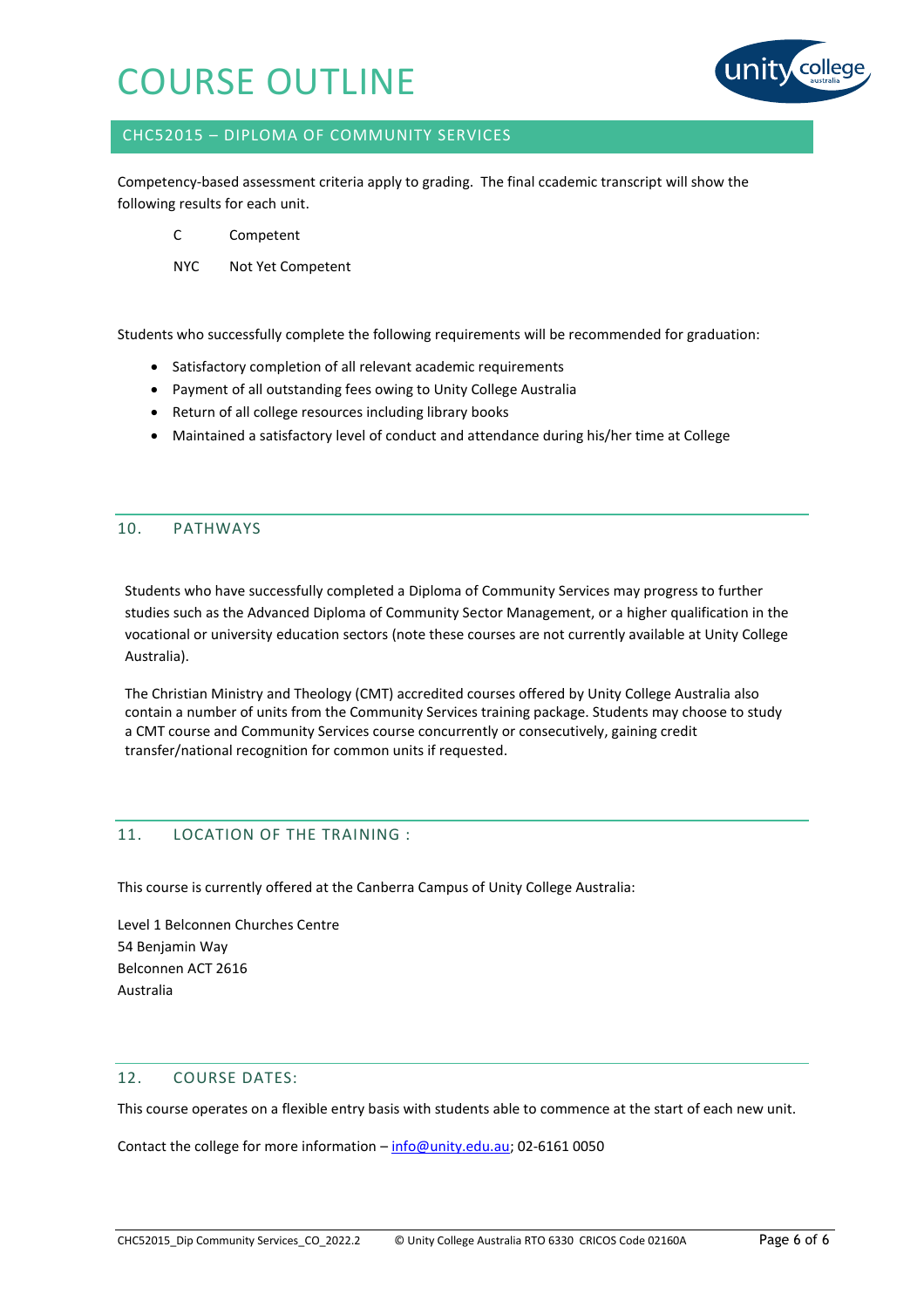# COURSE OUTLINE

## CHC52015 – DIPLOMA OF COMMUNITY SERVICES

Competency-based assessment criteria apply to grading. The final ccademic transcript will show the following results for each unit.

| | |
|---|---|
| C | Competent |
| NYC | Not Yet Competent |

Students who successfully complete the following requirements will be recommended for graduation:

- Satisfactory completion of all relevant academic requirements
- Payment of all outstanding fees owing to Unity College Australia
- Return of all college resources including library books
- Maintained a satisfactory level of conduct and attendance during his/her time at College

## 10. PATHWAYS

Students who have successfully completed a Diploma of Community Services may progress to further studies such as the Advanced Diploma of Community Sector Management, or a higher qualification in the vocational or university education sectors (note these courses are not currently available at Unity College Australia).

The Christian Ministry and Theology (CMT) accredited courses offered by Unity College Australia also contain a number of units from the Community Services training package. Students may choose to study a CMT course and Community Services course concurrently or consecutively, gaining credit transfer/national recognition for common units if requested.

## 11. LOCATION OF THE TRAINING :

This course is currently offered at the Canberra Campus of Unity College Australia:

Level 1 Belconnen Churches Centre
54 Benjamin Way
Belconnen ACT 2616
Australia

## 12. COURSE DATES:

This course operates on a flexible entry basis with students able to commence at the start of each new unit.

Contact the college for more information – info@unity.edu.au; 02-6161 0050